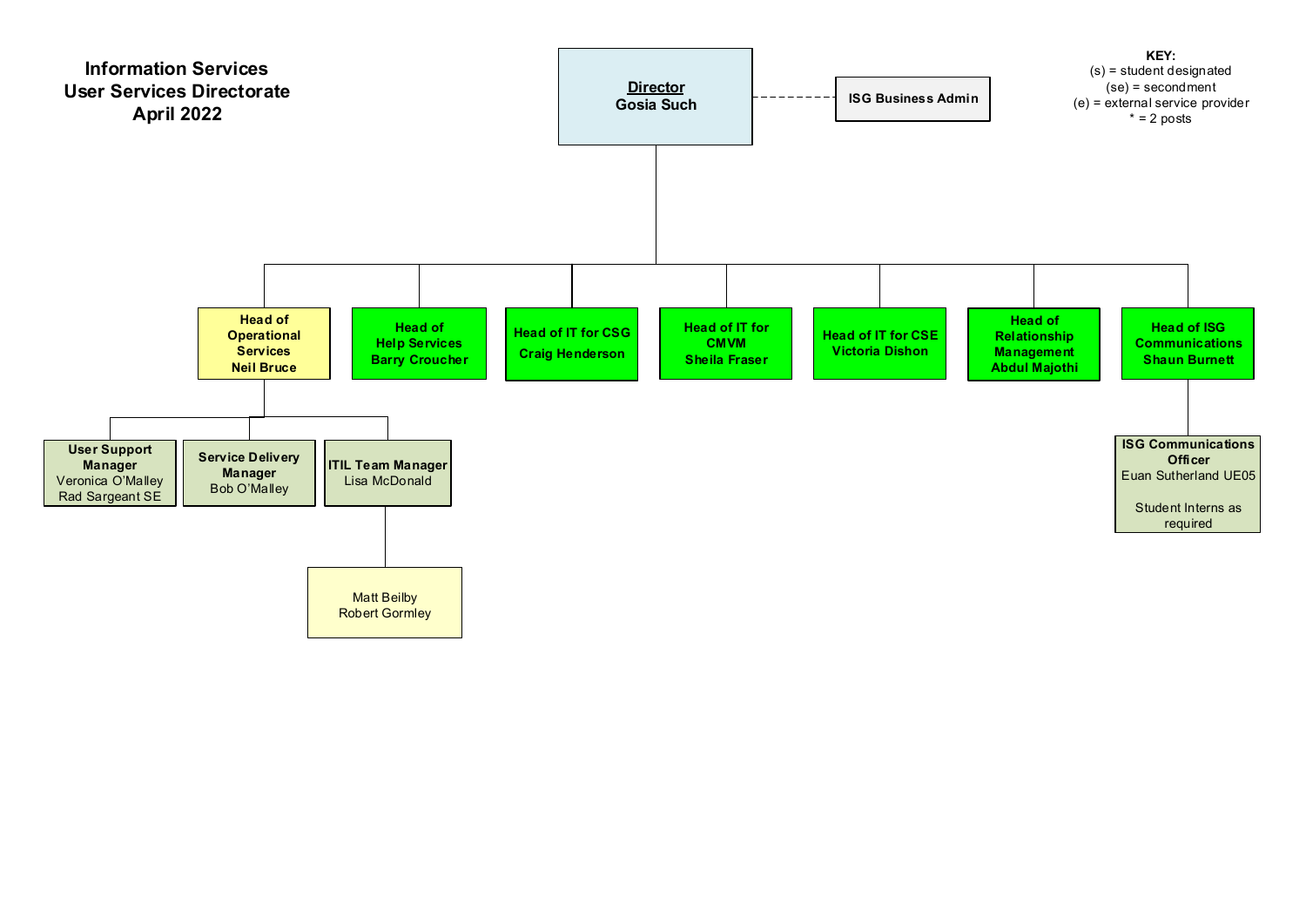# Information Services
# User Services Directorate
# April 2022

**KEY:**
(s) = student designated
(se) = secondment
(e) = external service provider
* = 2 posts

**Director**
**Gosia Such**

- ISG Business Admin (dotted line to Director)

Reporting to Director:

- **Head of Operational Services** — Neil Bruce
  - **User Support Manager** — Veronica O'Malley, Rad Sargeant SE
  - **Service Delivery Manager** — Bob O'Malley
  - **ITIL Team Manager** — Lisa McDonald
    - Matt Beilby
    - Robert Gormley
- **Head of Help Services** — Barry Croucher
- **Head of IT for CSG** — Craig Henderson
- **Head of IT for CMVM** — Sheila Fraser
- **Head of IT for CSE** — Victoria Dishon
- **Head of Relationship Management** — Abdul Majothi
- **Head of ISG Communications** — Shaun Burnett
  - **ISG Communications Officer** — Euan Sutherland UE05
  - Student Interns as required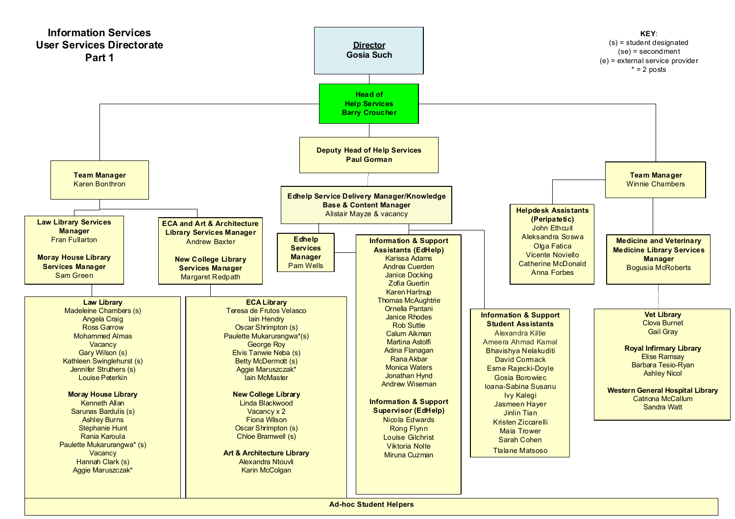# Information Services User Services Directorate Part 1

**KEY:**
(s) = student designated
(se) = secondment
(e) = external service provider
* = 2 posts

## Director
Gosia Such

## Head of Help Services
Barry Croucher

## Deputy Head of Help Services
Paul Gorman

## Team Manager
Karen Bonthron

### Law Library Services Manager
Fran Fullarton

### Moray House Library Services Manager
Sam Green

**Law Library**
- Madeleine Chambers (s)
- Angela Craig
- Ross Garrow
- Mohammed Almas
- Vacancy
- Gary Wilson (s)
- Kathleen Swinglehurst (s)
- Jennifer Struthers (s)
- Louise Peterkin

**Moray House Library**
- Kenneth Allan
- Sarunas Bardulis (s)
- Ashley Burns
- Stephanie Hunt
- Rania Karoula
- Paulette Mukarurangwa* (s)
- Vacancy
- Hannah Clark (s)
- Aggie Maruszczak*

### ECA and Art & Architecture Library Services Manager
Andrew Baxter

### New College Library Services Manager
Margaret Redpath

**ECA Library**
- Teresa de Frutos Velasco
- Iain Hendry
- Oscar Shrimpton (s)
- Paulette Mukarurangwa*(s)
- George Roy
- Elvis Tanwie Neba (s)
- Betty McDermott (s)
- Aggie Maruszczak*
- Iain McMaster

**New College Library**
- Linda Blackwood
- Vacancy x 2
- Fiona Wilson
- Oscar Shrimpton (s)
- Chloe Bramwell (s)

**Art & Architecture Library**
- Alexandra Ntouvli
- Karin McColgan

## Edhelp Service Delivery Manager/Knowledge Base & Content Manager
Alistair Mayze & vacancy

### Edhelp Services Manager
Pam Wells

### Information & Support Assistants (EdHelp)
- Karissa Adams
- Andrea Cuerden
- Janice Docking
- Zofia Guertin
- Karen Hartnup
- Thomas McAughtrie
- Ornella Pantani
- Janice Rhodes
- Rob Suttie
- Calum Aikman
- Martina Astolfi
- Adina Flanagan
- Rana Akbar
- Monica Waters
- Jonathan Hynd
- Andrew Wiseman

### Information & Support Supervisor (EdHelp)
- Nicola Edwards
- Rong Flynn
- Louise Gilchrist
- Viktoria Nolte
- Miruna Cuzman

### Information & Support Student Assistants
- Alexandra Kiltie
- Ameera Ahmad Kamal
- Bhavishya Nelakuditi
- David Cormack
- Esme Rajecki-Doyle
- Gosia Borowiec
- Ioana-Sabina Susanu
- Ivy Kalegi
- Jasmeen Hayer
- Jinlin Tian
- Kristen Ziccarelli
- Maia Trower
- Sarah Cohen
- Tlalane Matsoso

## Team Manager
Winnie Chambers

### Helpdesk Assistants (Peripatetic)
- John Ethcuit
- Aleksandra Soswa
- Olga Fatica
- Vicente Noviello
- Catherine McDonald
- Anna Forbes

### Medicine and Veterinary Medicine Library Services Manager
Bogusia McRoberts

**Vet Library**
- Clova Burnet
- Gail Gray

**Royal Infirmary Library**
- Elise Ramsay
- Barbara Tesio-Ryan
- Ashley Nicol

**Western General Hospital Library**
- Catriona McCallum
- Sandra Watt

## Ad-hoc Student Helpers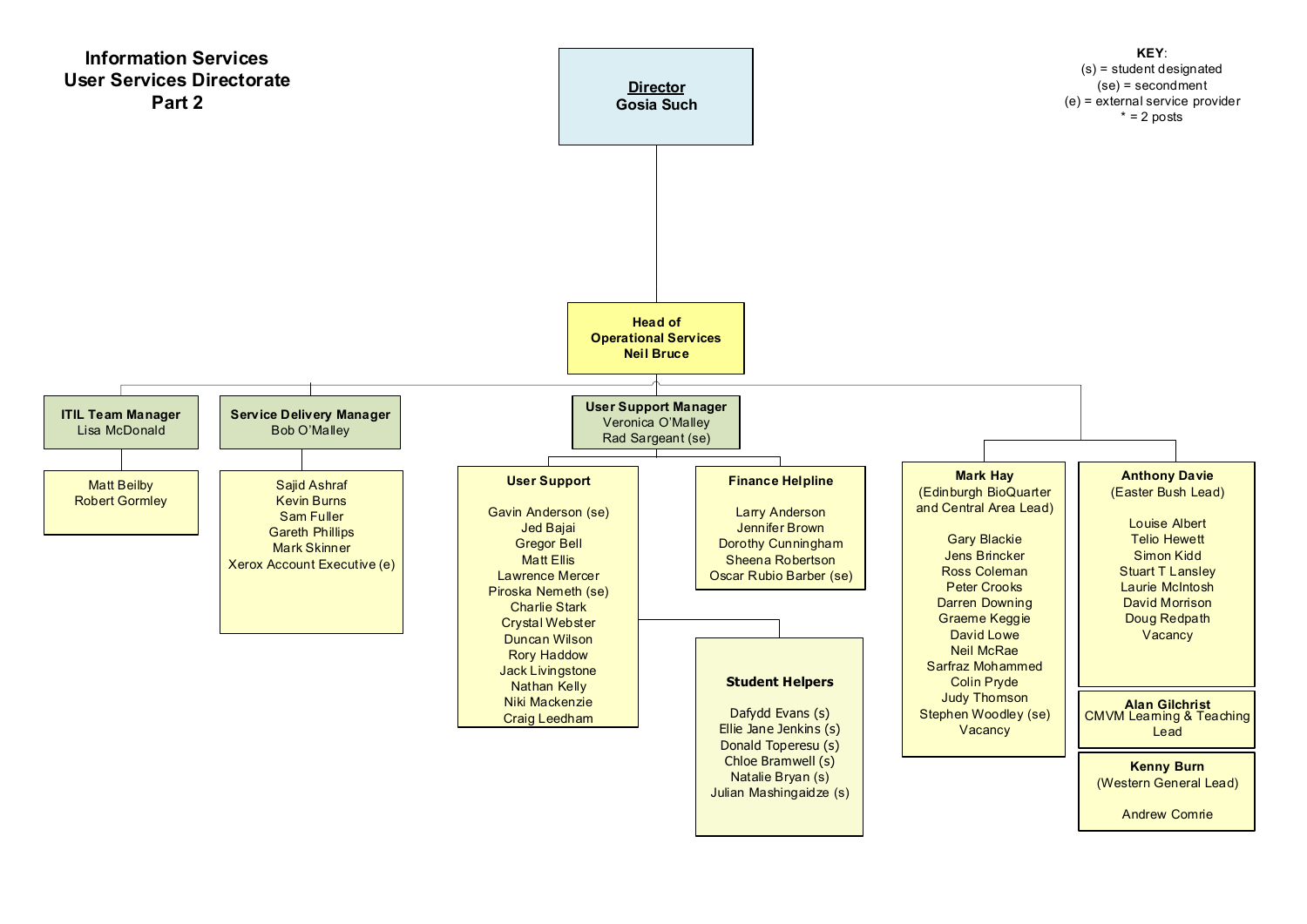# Information Services
# User Services Directorate
# Part 2

**KEY**:
(s) = student designated
(se) = secondment
(e) = external service provider
\* = 2 posts

**Director**
Gosia Such

**Head of Operational Services**
Neil Bruce

## ITIL Team Manager
Lisa McDonald

- Matt Beilby
- Robert Gormley

## Service Delivery Manager
Bob O'Malley

- Sajid Ashraf
- Kevin Burns
- Sam Fuller
- Gareth Phillips
- Mark Skinner
- Xerox Account Executive (e)

## User Support Manager
Veronica O'Malley
Rad Sargeant (se)

### User Support

- Gavin Anderson (se)
- Jed Bajai
- Gregor Bell
- Matt Ellis
- Lawrence Mercer
- Piroska Nemeth (se)
- Charlie Stark
- Crystal Webster
- Duncan Wilson
- Rory Haddow
- Jack Livingstone
- Nathan Kelly
- Niki Mackenzie
- Craig Leedham

#### Student Helpers

- Dafydd Evans (s)
- Ellie Jane Jenkins (s)
- Donald Toperesu (s)
- Chloe Bramwell (s)
- Natalie Bryan (s)
- Julian Mashingaidze (s)

### Finance Helpline

- Larry Anderson
- Jennifer Brown
- Dorothy Cunningham
- Sheena Robertson
- Oscar Rubio Barber (se)

## Mark Hay
(Edinburgh BioQuarter and Central Area Lead)

- Gary Blackie
- Jens Brincker
- Ross Coleman
- Peter Crooks
- Darren Downing
- Graeme Keggie
- David Lowe
- Neil McRae
- Sarfraz Mohammed
- Colin Pryde
- Judy Thomson
- Stephen Woodley (se)
- Vacancy

## Anthony Davie
(Easter Bush Lead)

- Louise Albert
- Telio Hewett
- Simon Kidd
- Stuart T Lansley
- Laurie McIntosh
- David Morrison
- Doug Redpath
- Vacancy

## Alan Gilchrist
CMVM Learning & Teaching Lead

## Kenny Burn
(Western General Lead)

- Andrew Comrie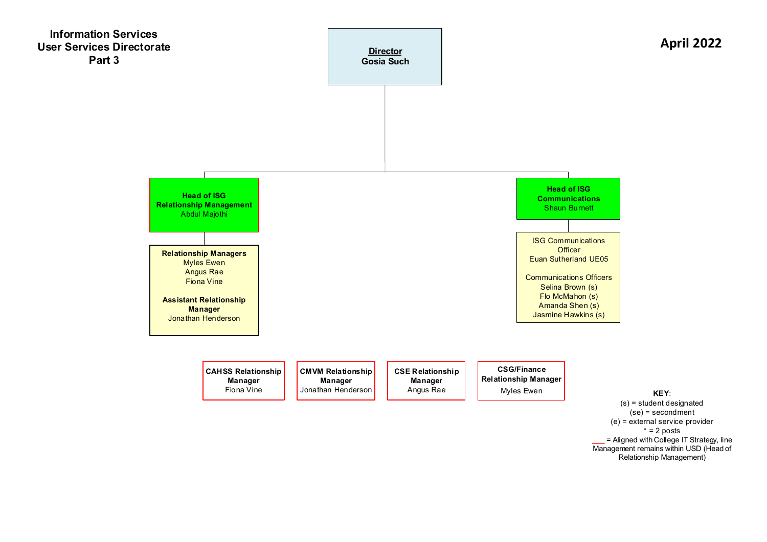**Information Services**
**User Services Directorate**
**Part 3**

**April 2022**

**Director**
**Gosia Such**

**Head of ISG Relationship Management**
Abdul Majothi

**Relationship Managers**
Myles Ewen
Angus Rae
Fiona Vine

**Assistant Relationship Manager**
Jonathan Henderson

**Head of ISG Communications**
Shaun Burnett

ISG Communications Officer
Euan Sutherland UE05

Communications Officers
Selina Brown (s)
Flo McMahon (s)
Amanda Shen (s)
Jasmine Hawkins (s)

**CAHSS Relationship Manager**
Fiona Vine

**CMVM Relationship Manager**
Jonathan Henderson

**CSE Relationship Manager**
Angus Rae

**CSG/Finance Relationship Manager**
Myles Ewen

**KEY**:
(s) = student designated
(se) = secondment
(e) = external service provider
* = 2 posts
___ = Aligned with College IT Strategy, line Management remains within USD (Head of Relationship Management)